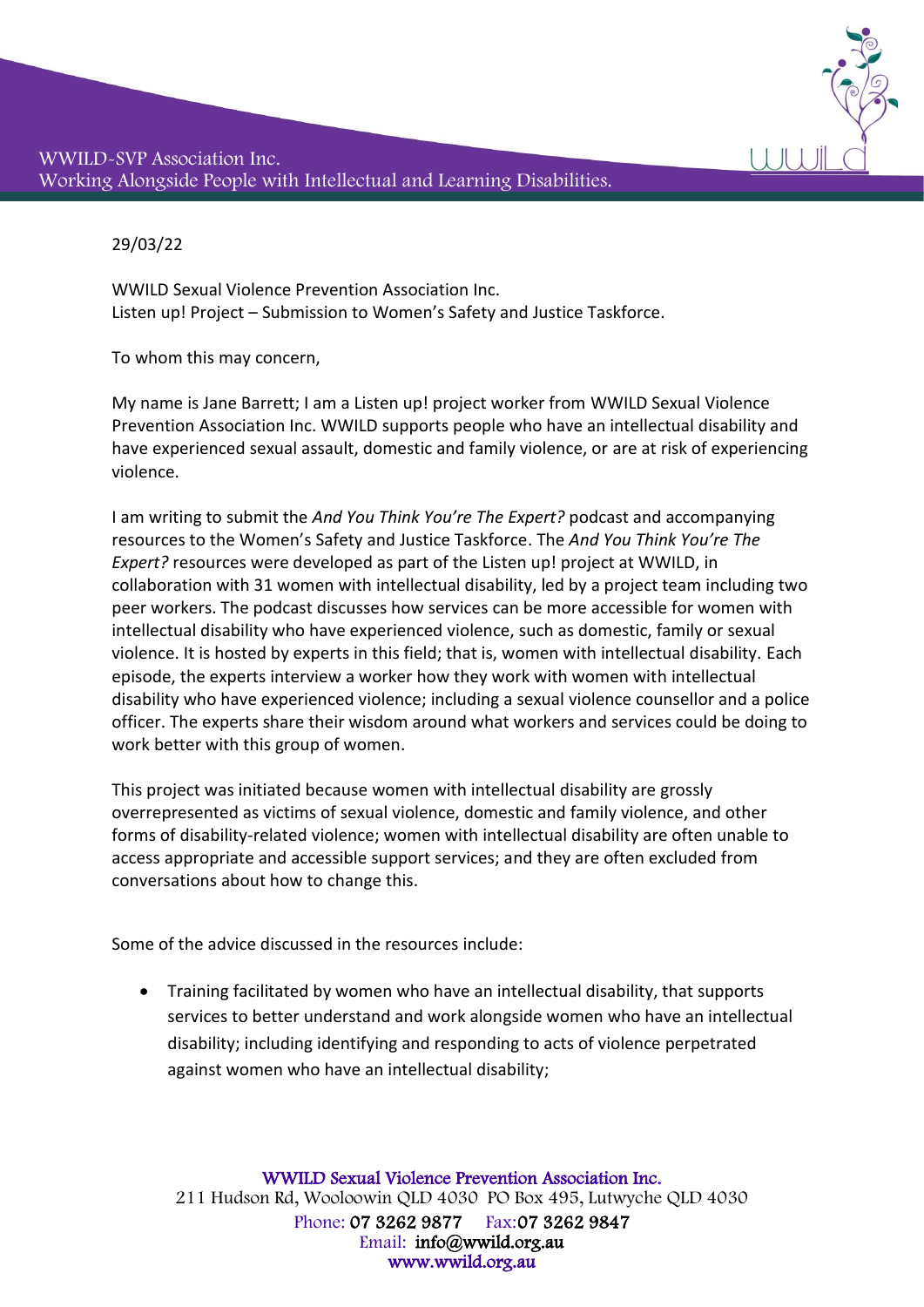29/03/22

WWILD Sexual Violence Prevention Association Inc.
Listen up! Project – Submission to Women's Safety and Justice Taskforce.

To whom this may concern,

My name is Jane Barrett; I am a Listen up! project worker from WWILD Sexual Violence Prevention Association Inc. WWILD supports people who have an intellectual disability and have experienced sexual assault, domestic and family violence, or are at risk of experiencing violence.

I am writing to submit the *And You Think You're The Expert?* podcast and accompanying resources to the Women's Safety and Justice Taskforce. The *And You Think You're The Expert?* resources were developed as part of the Listen up! project at WWILD, in collaboration with 31 women with intellectual disability, led by a project team including two peer workers. The podcast discusses how services can be more accessible for women with intellectual disability who have experienced violence, such as domestic, family or sexual violence. It is hosted by experts in this field; that is, women with intellectual disability. Each episode, the experts interview a worker how they work with women with intellectual disability who have experienced violence; including a sexual violence counsellor and a police officer. The experts share their wisdom around what workers and services could be doing to work better with this group of women.

This project was initiated because women with intellectual disability are grossly overrepresented as victims of sexual violence, domestic and family violence, and other forms of disability-related violence; women with intellectual disability are often unable to access appropriate and accessible support services; and they are often excluded from conversations about how to change this.

Some of the advice discussed in the resources include:

- Training facilitated by women who have an intellectual disability, that supports services to better understand and work alongside women who have an intellectual disability; including identifying and responding to acts of violence perpetrated against women who have an intellectual disability;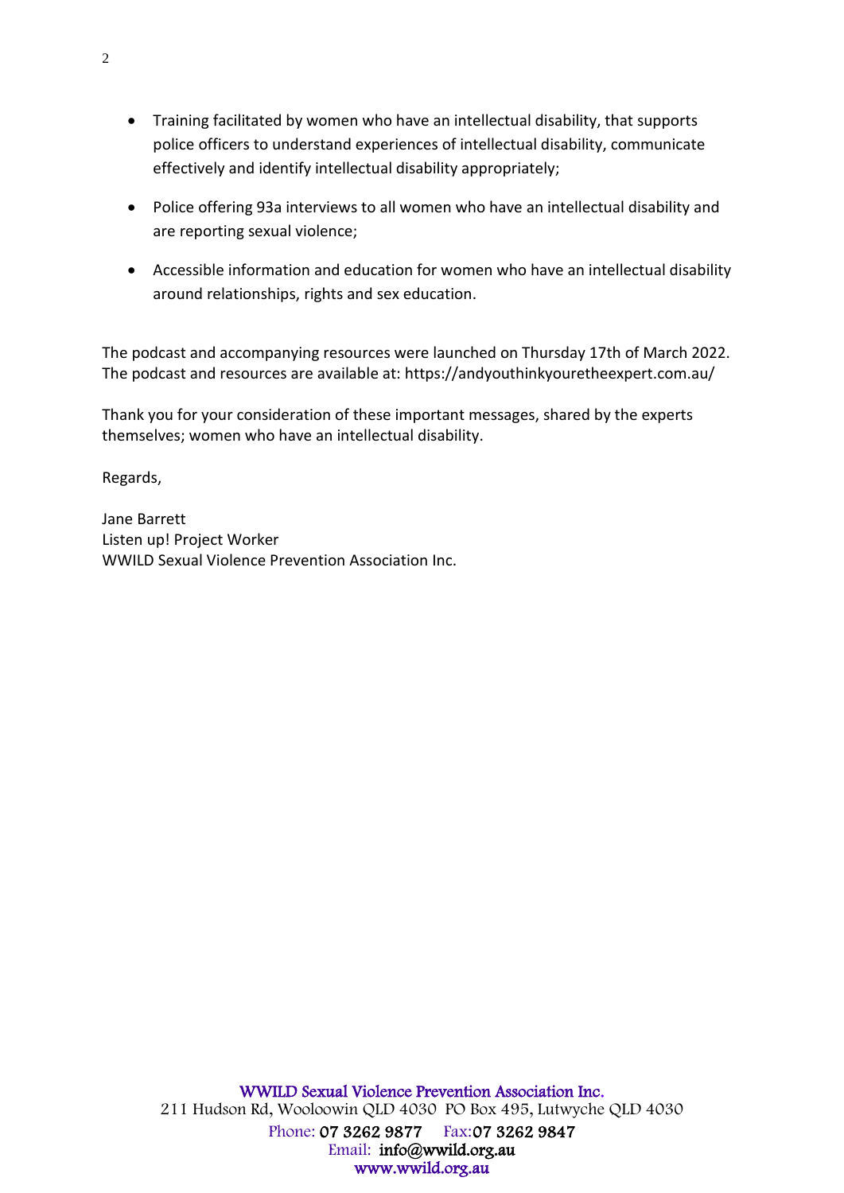- Training facilitated by women who have an intellectual disability, that supports police officers to understand experiences of intellectual disability, communicate effectively and identify intellectual disability appropriately;
- Police offering 93a interviews to all women who have an intellectual disability and are reporting sexual violence;
- Accessible information and education for women who have an intellectual disability around relationships, rights and sex education.

The podcast and accompanying resources were launched on Thursday 17th of March 2022. The podcast and resources are available at: https://andyouthinkyouretheexpert.com.au/

Thank you for your consideration of these important messages, shared by the experts themselves; women who have an intellectual disability.

Regards,

Jane Barrett
Listen up! Project Worker
WWILD Sexual Violence Prevention Association Inc.

WWILD Sexual Violence Prevention Association Inc.
211 Hudson Rd, Wooloowin QLD 4030 PO Box 495, Lutwyche QLD 4030
Phone: 07 3262 9877 Fax: 07 3262 9847
Email: info@wwild.org.au
www.wwild.org.au